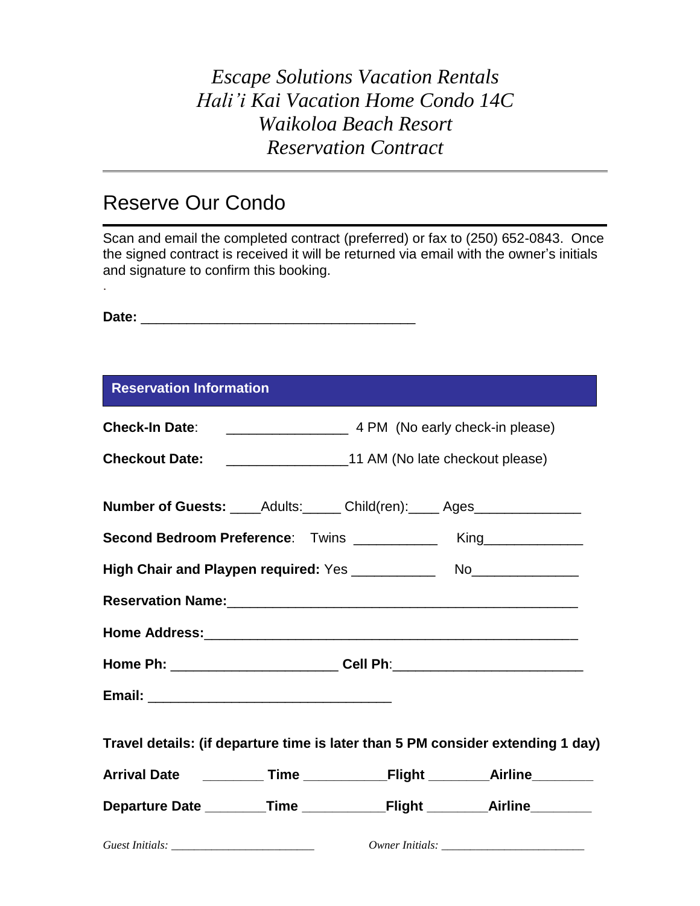*Escape Solutions Vacation Rentals*
*Hali'i Kai Vacation Home Condo 14C*
*Waikoloa Beach Resort*
*Reservation Contract*

---

# Reserve Our Condo

Scan and email the completed contract (preferred) or fax to (250) 652-0843. Once the signed contract is received it will be returned via email with the owner's initials and signature to confirm this booking.

.

**Date:** ___________________________________

## Reservation Information

**Check-In Date**: ________________ 4 PM (No early check-in please)

**Checkout Date:** ________________11 AM (No late checkout please)

**Number of Guests:** ____Adults:_____ Child(ren):____ Ages______________

**Second Bedroom Preference**: Twins ___________ King_____________

**High Chair and Playpen required:** Yes ___________ No______________

**Reservation Name:**______________________________________________

**Home Address:**_________________________________________________

**Home Ph:** ______________________ **Cell Ph**:_________________________

**Email:** ________________________________

**Travel details: (if departure time is later than 5 PM consider extending 1 day)**

**Arrival Date** ________ **Time** ___________**Flight** ________**Airline**________

**Departure Date** ________**Time** ___________**Flight** ________**Airline**________

*Guest Initials:* ________________________ *Owner Initials:* ________________________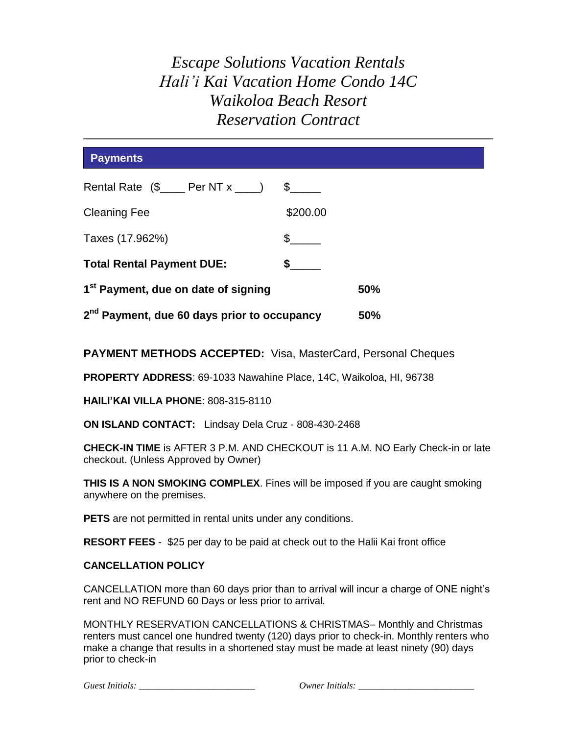# *Escape Solutions Vacation Rentals*
# *Hali'i Kai Vacation Home Condo 14C*
# *Waikoloa Beach Resort*
# *Reservation Contract*

## Payments

| | | |
|---|---|---|
| Rental Rate ($____ Per NT x ____) | $_____ | |
| Cleaning Fee | $200.00 | |
| Taxes (17.962%) | $_____ | |
| **Total Rental Payment DUE:** | **$_____** | |
| **1st Payment, due on date of signing** | | **50%** |
| **2nd Payment, due 60 days prior to occupancy** | | **50%** |

**PAYMENT METHODS ACCEPTED:** Visa, MasterCard, Personal Cheques

**PROPERTY ADDRESS**: 69-1033 Nawahine Place, 14C, Waikoloa, HI, 96738

**HAILI'KAI VILLA PHONE**: 808-315-8110

**ON ISLAND CONTACT:** Lindsay Dela Cruz - 808-430-2468

**CHECK-IN TIME** is AFTER 3 P.M. AND CHECKOUT is 11 A.M. NO Early Check-in or late checkout. (Unless Approved by Owner)

**THIS IS A NON SMOKING COMPLEX**. Fines will be imposed if you are caught smoking anywhere on the premises.

**PETS** are not permitted in rental units under any conditions.

**RESORT FEES** - $25 per day to be paid at check out to the Halii Kai front office

**CANCELLATION POLICY**

CANCELLATION more than 60 days prior than to arrival will incur a charge of ONE night's rent and NO REFUND 60 Days or less prior to arrival*.*

MONTHLY RESERVATION CANCELLATIONS & CHRISTMAS– Monthly and Christmas renters must cancel one hundred twenty (120) days prior to check-in. Monthly renters who make a change that results in a shortened stay must be made at least ninety (90) days prior to check-in

*Guest Initials:* ________________________ *Owner Initials:* ________________________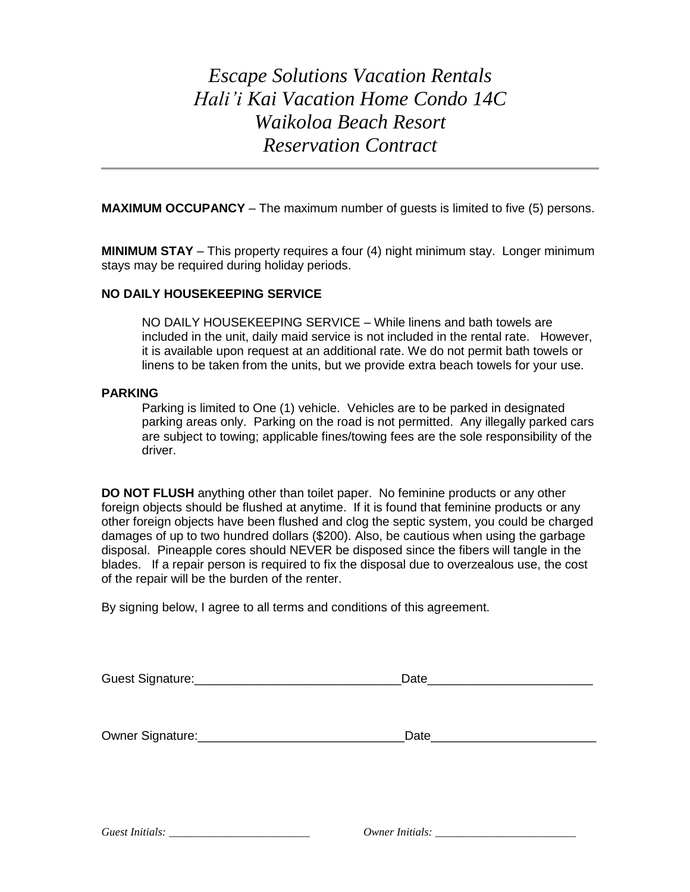# *Escape Solutions Vacation Rentals Hali'i Kai Vacation Home Condo 14C Waikoloa Beach Resort Reservation Contract*

---

**MAXIMUM OCCUPANCY** – The maximum number of guests is limited to five (5) persons.

**MINIMUM STAY** – This property requires a four (4) night minimum stay. Longer minimum stays may be required during holiday periods.

**NO DAILY HOUSEKEEPING SERVICE**

NO DAILY HOUSEKEEPING SERVICE – While linens and bath towels are included in the unit, daily maid service is not included in the rental rate. However, it is available upon request at an additional rate. We do not permit bath towels or linens to be taken from the units, but we provide extra beach towels for your use.

**PARKING**

Parking is limited to One (1) vehicle. Vehicles are to be parked in designated parking areas only. Parking on the road is not permitted. Any illegally parked cars are subject to towing; applicable fines/towing fees are the sole responsibility of the driver.

**DO NOT FLUSH** anything other than toilet paper. No feminine products or any other foreign objects should be flushed at anytime. If it is found that feminine products or any other foreign objects have been flushed and clog the septic system, you could be charged damages of up to two hundred dollars ($200). Also, be cautious when using the garbage disposal. Pineapple cores should NEVER be disposed since the fibers will tangle in the blades. If a repair person is required to fix the disposal due to overzealous use, the cost of the repair will be the burden of the renter.

By signing below, I agree to all terms and conditions of this agreement.

Guest Signature:______________________________Date________________________

Owner Signature:______________________________Date________________________

*Guest Initials:* ________________________ *Owner Initials:* ________________________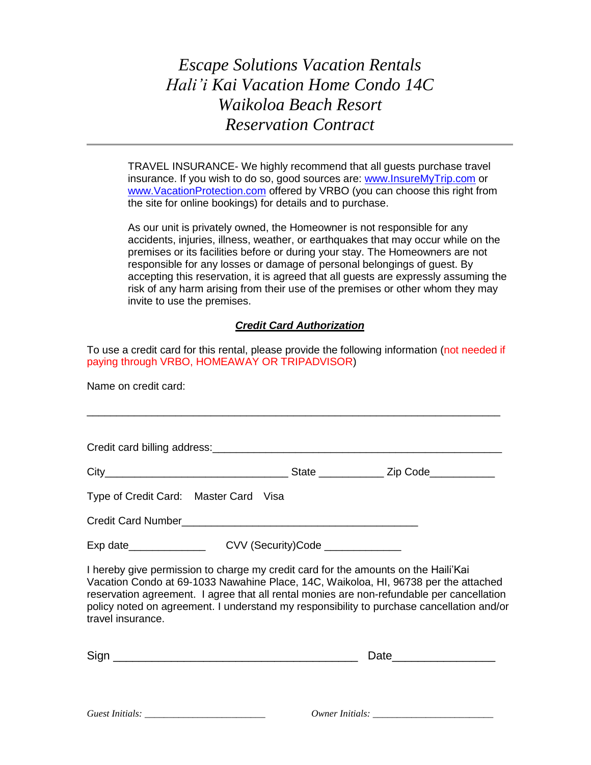*Escape Solutions Vacation Rentals*
*Hali'i Kai Vacation Home Condo 14C*
*Waikoloa Beach Resort*
*Reservation Contract*

---

TRAVEL INSURANCE- We highly recommend that all guests purchase travel insurance. If you wish to do so, good sources are: www.InsureMyTrip.com or www.VacationProtection.com offered by VRBO (you can choose this right from the site for online bookings) for details and to purchase.

As our unit is privately owned, the Homeowner is not responsible for any accidents, injuries, illness, weather, or earthquakes that may occur while on the premises or its facilities before or during your stay. The Homeowners are not responsible for any losses or damage of personal belongings of guest. By accepting this reservation, it is agreed that all guests are expressly assuming the risk of any harm arising from their use of the premises or other whom they may invite to use the premises.

***Credit Card Authorization***

To use a credit card for this rental, please provide the following information (not needed if paying through VRBO, HOMEAWAY OR TRIPADVISOR)

Name on credit card:

_____________________________________________________________________

Credit card billing address:_________________________________________________

City______________________________ State __________ Zip Code__________

Type of Credit Card: Master Card Visa

Credit Card Number_______________________________________

Exp date____________ CVV (Security)Code ____________

I hereby give permission to charge my credit card for the amounts on the Haili'Kai Vacation Condo at 69-1033 Nawahine Place, 14C, Waikoloa, HI, 96738 per the attached reservation agreement. I agree that all rental monies are non-refundable per cancellation policy noted on agreement. I understand my responsibility to purchase cancellation and/or travel insurance.

Sign ____________________________________ Date_______________

*Guest Initials:* ______________________ *Owner Initials:* ______________________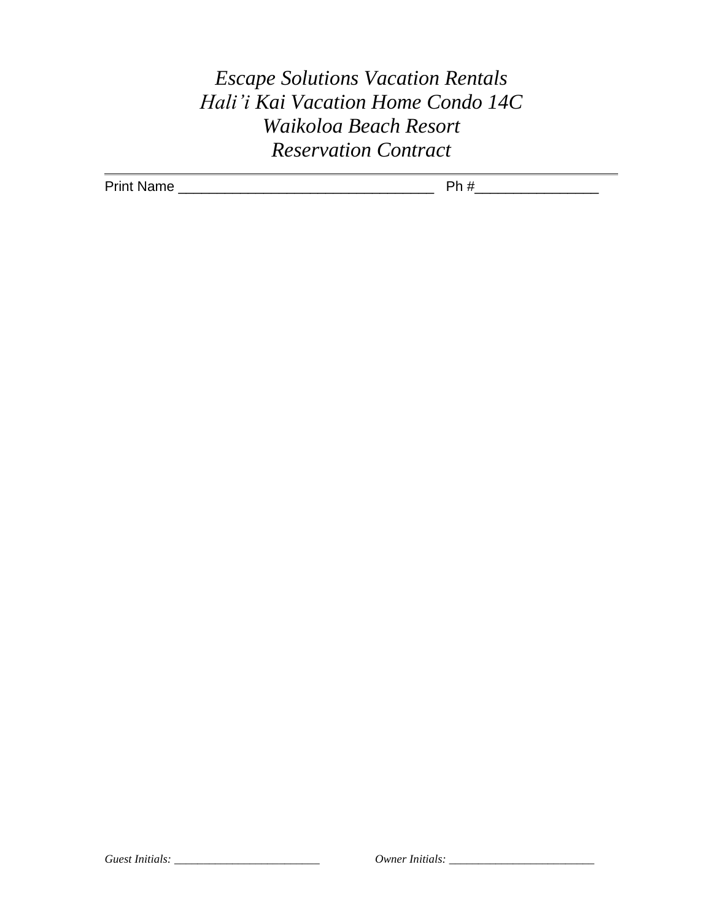*Escape Solutions Vacation Rentals*
*Hali'i Kai Vacation Home Condo 14C*
*Waikoloa Beach Resort*
*Reservation Contract*

---

Print Name _________________________________ Ph #________________

*Guest Initials: ________________________* *Owner Initials: ________________________*